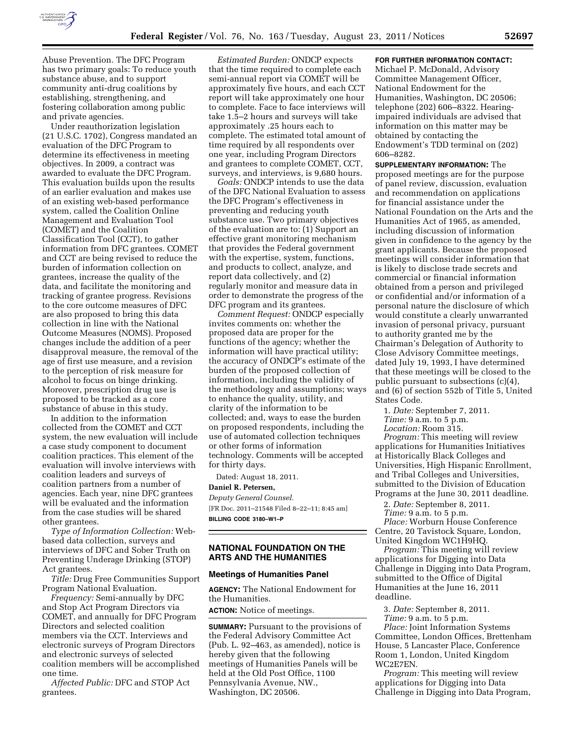Abuse Prevention. The DFC Program has two primary goals: To reduce youth substance abuse, and to support community anti-drug coalitions by establishing, strengthening, and fostering collaboration among public and private agencies.

Under reauthorization legislation (21 U.S.C. 1702), Congress mandated an evaluation of the DFC Program to determine its effectiveness in meeting objectives. In 2009, a contract was awarded to evaluate the DFC Program. This evaluation builds upon the results of an earlier evaluation and makes use of an existing web-based performance system, called the Coalition Online Management and Evaluation Tool (COMET) and the Coalition Classification Tool (CCT), to gather information from DFC grantees. COMET and CCT are being revised to reduce the burden of information collection on grantees, increase the quality of the data, and facilitate the monitoring and tracking of grantee progress. Revisions to the core outcome measures of DFC are also proposed to bring this data collection in line with the National Outcome Measures (NOMS). Proposed changes include the addition of a peer disapproval measure, the removal of the age of first use measure, and a revision to the perception of risk measure for alcohol to focus on binge drinking. Moreover, prescription drug use is proposed to be tracked as a core substance of abuse in this study.

In addition to the information collected from the COMET and CCT system, the new evaluation will include a case study component to document coalition practices. This element of the evaluation will involve interviews with coalition leaders and surveys of coalition partners from a number of agencies. Each year, nine DFC grantees will be evaluated and the information from the case studies will be shared other grantees.

*Type of Information Collection:* Web-based data collection, surveys and interviews of DFC and Sober Truth on Preventing Underage Drinking (STOP) Act grantees.

*Title:* Drug Free Communities Support Program National Evaluation.

*Frequency:* Semi-annually by DFC and Stop Act Program Directors via COMET, and annually for DFC Program Directors and selected coalition members via the CCT. Interviews and electronic surveys of Program Directors and electronic surveys of selected coalition members will be accomplished one time.

*Affected Public:* DFC and STOP Act grantees.

*Estimated Burden:* ONDCP expects that the time required to complete each semi-annual report via COMET will be approximately five hours, and each CCT report will take approximately one hour to complete. Face to face interviews will take 1.5–2 hours and surveys will take approximately .25 hours each to complete. The estimated total amount of time required by all respondents over one year, including Program Directors and grantees to complete COMET, CCT, surveys, and interviews, is 9,680 hours.

*Goals:* ONDCP intends to use the data of the DFC National Evaluation to assess the DFC Program's effectiveness in preventing and reducing youth substance use. Two primary objectives of the evaluation are to: (1) Support an effective grant monitoring mechanism that provides the Federal government with the expertise, system, functions, and products to collect, analyze, and report data collectively, and (2) regularly monitor and measure data in order to demonstrate the progress of the DFC program and its grantees.

*Comment Request:* ONDCP especially invites comments on: whether the proposed data are proper for the functions of the agency; whether the information will have practical utility; the accuracy of ONDCP's estimate of the burden of the proposed collection of information, including the validity of the methodology and assumptions; ways to enhance the quality, utility, and clarity of the information to be collected; and, ways to ease the burden on proposed respondents, including the use of automated collection techniques or other forms of information technology. Comments will be accepted for thirty days.

Dated: August 18, 2011.

**Daniel R. Petersen,**

*Deputy General Counsel.*

[FR Doc. 2011–21548 Filed 8–22–11; 8:45 am]

**BILLING CODE 3180–W1–P**

## NATIONAL FOUNDATION ON THE ARTS AND THE HUMANITIES

### Meetings of Humanities Panel

**AGENCY:** The National Endowment for the Humanities.

**ACTION:** Notice of meetings.

**SUMMARY:** Pursuant to the provisions of the Federal Advisory Committee Act (Pub. L. 92–463, as amended), notice is hereby given that the following meetings of Humanities Panels will be held at the Old Post Office, 1100 Pennsylvania Avenue, NW., Washington, DC 20506.

**FOR FURTHER INFORMATION CONTACT:** Michael P. McDonald, Advisory Committee Management Officer, National Endowment for the Humanities, Washington, DC 20506; telephone (202) 606–8322. Hearing-impaired individuals are advised that information on this matter may be obtained by contacting the Endowment's TDD terminal on (202) 606–8282.

**SUPPLEMENTARY INFORMATION:** The proposed meetings are for the purpose of panel review, discussion, evaluation and recommendation on applications for financial assistance under the National Foundation on the Arts and the Humanities Act of 1965, as amended, including discussion of information given in confidence to the agency by the grant applicants. Because the proposed meetings will consider information that is likely to disclose trade secrets and commercial or financial information obtained from a person and privileged or confidential and/or information of a personal nature the disclosure of which would constitute a clearly unwarranted invasion of personal privacy, pursuant to authority granted me by the Chairman's Delegation of Authority to Close Advisory Committee meetings, dated July 19, 1993, I have determined that these meetings will be closed to the public pursuant to subsections (c)(4), and (6) of section 552b of Title 5, United States Code.

1. *Date:* September 7, 2011.
*Time:* 9 a.m. to 5 p.m.
*Location:* Room 315.
*Program:* This meeting will review applications for Humanities Initiatives at Historically Black Colleges and Universities, High Hispanic Enrollment, and Tribal Colleges and Universities, submitted to the Division of Education Programs at the June 30, 2011 deadline.

2. *Date:* September 8, 2011.
*Time:* 9 a.m. to 5 p.m.
*Place:* Worburn House Conference Centre, 20 Tavistock Square, London, United Kingdom WC1H9HQ.
*Program:* This meeting will review applications for Digging into Data Challenge in Digging into Data Program, submitted to the Office of Digital Humanities at the June 16, 2011 deadline.

3. *Date:* September 8, 2011.
*Time:* 9 a.m. to 5 p.m.
*Place:* Joint Information Systems Committee, London Offices, Brettenham House, 5 Lancaster Place, Conference Room 1, London, United Kingdom WC2E7EN.
*Program:* This meeting will review applications for Digging into Data Challenge in Digging into Data Program,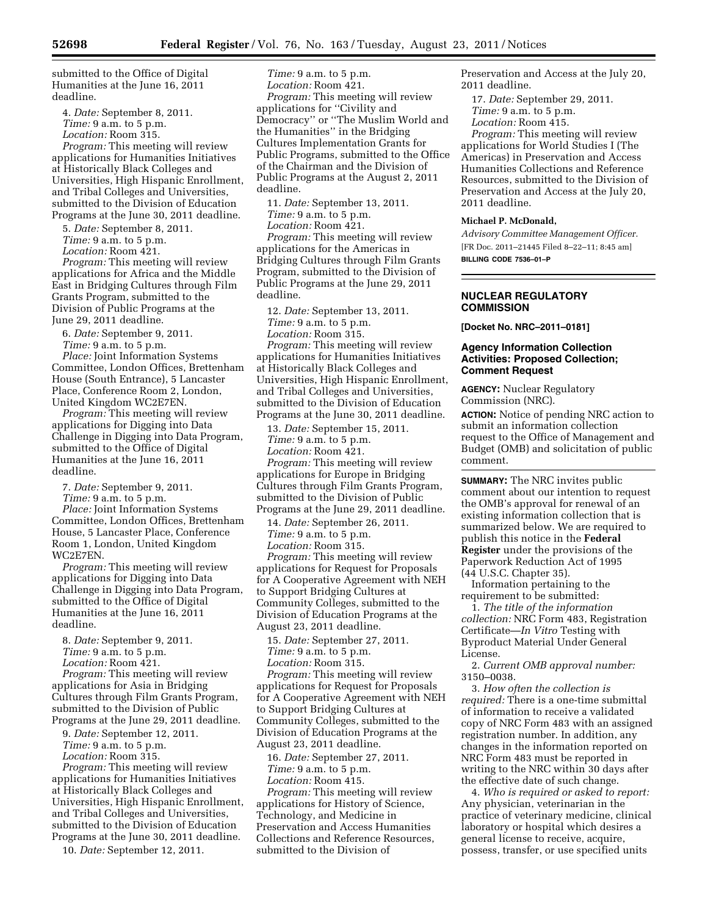submitted to the Office of Digital Humanities at the June 16, 2011 deadline.

4. *Date:* September 8, 2011.
*Time:* 9 a.m. to 5 p.m.
*Location:* Room 315.
*Program:* This meeting will review applications for Humanities Initiatives at Historically Black Colleges and Universities, High Hispanic Enrollment, and Tribal Colleges and Universities, submitted to the Division of Education Programs at the June 30, 2011 deadline.

5. *Date:* September 8, 2011.
*Time:* 9 a.m. to 5 p.m.
*Location:* Room 421.
*Program:* This meeting will review applications for Africa and the Middle East in Bridging Cultures through Film Grants Program, submitted to the Division of Public Programs at the June 29, 2011 deadline.

6. *Date:* September 9, 2011.
*Time:* 9 a.m. to 5 p.m.
*Place:* Joint Information Systems Committee, London Offices, Brettenham House (South Entrance), 5 Lancaster Place, Conference Room 2, London, United Kingdom WC2E7EN.
*Program:* This meeting will review applications for Digging into Data Challenge in Digging into Data Program, submitted to the Office of Digital Humanities at the June 16, 2011 deadline.

7. *Date:* September 9, 2011.
*Time:* 9 a.m. to 5 p.m.
*Place:* Joint Information Systems Committee, London Offices, Brettenham House, 5 Lancaster Place, Conference Room 1, London, United Kingdom WC2E7EN.
*Program:* This meeting will review applications for Digging into Data Challenge in Digging into Data Program, submitted to the Office of Digital Humanities at the June 16, 2011 deadline.

8. *Date:* September 9, 2011.
*Time:* 9 a.m. to 5 p.m.
*Location:* Room 421.
*Program:* This meeting will review applications for Asia in Bridging Cultures through Film Grants Program, submitted to the Division of Public Programs at the June 29, 2011 deadline.

9. *Date:* September 12, 2011.
*Time:* 9 a.m. to 5 p.m.
*Location:* Room 315.
*Program:* This meeting will review applications for Humanities Initiatives at Historically Black Colleges and Universities, High Hispanic Enrollment, and Tribal Colleges and Universities, submitted to the Division of Education Programs at the June 30, 2011 deadline.

10. *Date:* September 12, 2011.
*Time:* 9 a.m. to 5 p.m.
*Location:* Room 421.
*Program:* This meeting will review applications for ''Civility and Democracy'' or ''The Muslim World and the Humanities'' in the Bridging Cultures Implementation Grants for Public Programs, submitted to the Office of the Chairman and the Division of Public Programs at the August 2, 2011 deadline.

11. *Date:* September 13, 2011.
*Time:* 9 a.m. to 5 p.m.
*Location:* Room 421.
*Program:* This meeting will review applications for the Americas in Bridging Cultures through Film Grants Program, submitted to the Division of Public Programs at the June 29, 2011 deadline.

12. *Date:* September 13, 2011.
*Time:* 9 a.m. to 5 p.m.
*Location:* Room 315.
*Program:* This meeting will review applications for Humanities Initiatives at Historically Black Colleges and Universities, High Hispanic Enrollment, and Tribal Colleges and Universities, submitted to the Division of Education Programs at the June 30, 2011 deadline.

13. *Date:* September 15, 2011.
*Time:* 9 a.m. to 5 p.m.
*Location:* Room 421.
*Program:* This meeting will review applications for Europe in Bridging Cultures through Film Grants Program, submitted to the Division of Public Programs at the June 29, 2011 deadline.

14. *Date:* September 26, 2011.
*Time:* 9 a.m. to 5 p.m.
*Location:* Room 315.
*Program:* This meeting will review applications for Request for Proposals for A Cooperative Agreement with NEH to Support Bridging Cultures at Community Colleges, submitted to the Division of Education Programs at the August 23, 2011 deadline.

15. *Date:* September 27, 2011.
*Time:* 9 a.m. to 5 p.m.
*Location:* Room 315.
*Program:* This meeting will review applications for Request for Proposals for A Cooperative Agreement with NEH to Support Bridging Cultures at Community Colleges, submitted to the Division of Education Programs at the August 23, 2011 deadline.

16. *Date:* September 27, 2011.
*Time:* 9 a.m. to 5 p.m.
*Location:* Room 415.
*Program:* This meeting will review applications for History of Science, Technology, and Medicine in Preservation and Access Humanities Collections and Reference Resources, submitted to the Division of Preservation and Access at the July 20, 2011 deadline.

17. *Date:* September 29, 2011.
*Time:* 9 a.m. to 5 p.m.
*Location:* Room 415.
*Program:* This meeting will review applications for World Studies I (The Americas) in Preservation and Access Humanities Collections and Reference Resources, submitted to the Division of Preservation and Access at the July 20, 2011 deadline.

**Michael P. McDonald,**
*Advisory Committee Management Officer.*
[FR Doc. 2011–21445 Filed 8–22–11; 8:45 am]
**BILLING CODE 7536–01–P**

## NUCLEAR REGULATORY COMMISSION

**[Docket No. NRC–2011–0181]**

### Agency Information Collection Activities: Proposed Collection; Comment Request

**AGENCY:** Nuclear Regulatory Commission (NRC).

**ACTION:** Notice of pending NRC action to submit an information collection request to the Office of Management and Budget (OMB) and solicitation of public comment.

**SUMMARY:** The NRC invites public comment about our intention to request the OMB's approval for renewal of an existing information collection that is summarized below. We are required to publish this notice in the **Federal Register** under the provisions of the Paperwork Reduction Act of 1995 (44 U.S.C. Chapter 35).

Information pertaining to the requirement to be submitted:

1. *The title of the information collection:* NRC Form 483, Registration Certificate—*In Vitro* Testing with Byproduct Material Under General License.

2. *Current OMB approval number:* 3150–0038.

3. *How often the collection is required:* There is a one-time submittal of information to receive a validated copy of NRC Form 483 with an assigned registration number. In addition, any changes in the information reported on NRC Form 483 must be reported in writing to the NRC within 30 days after the effective date of such change.

4. *Who is required or asked to report:* Any physician, veterinarian in the practice of veterinary medicine, clinical laboratory or hospital which desires a general license to receive, acquire, possess, transfer, or use specified units